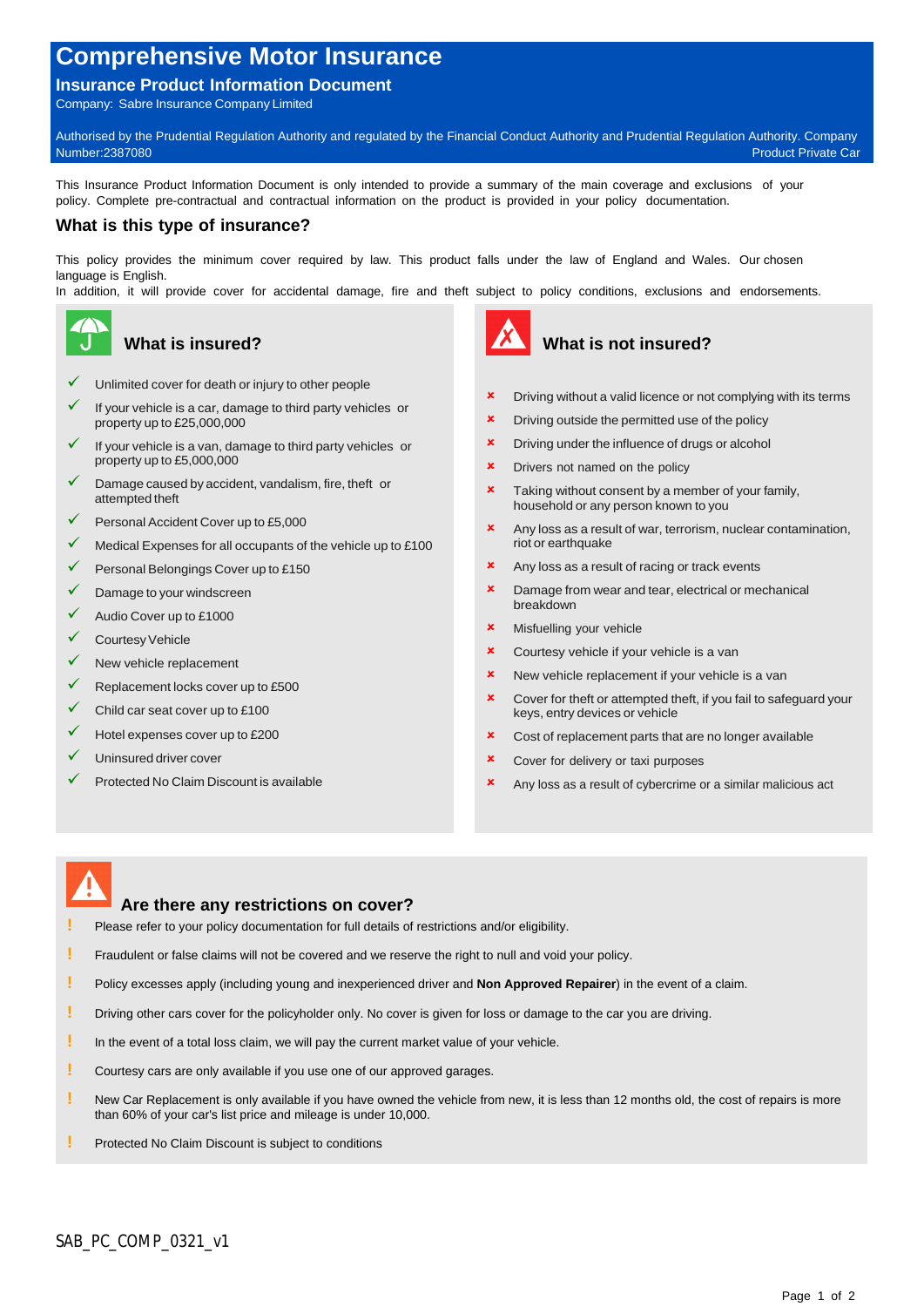# Comprehensive Motor Insurance

## Insurance Product Information Document

Company: Sabre Insurance Company Limited

Authorised by the Prudential Regulation Authority and regulated by the Financial Conduct Authority and Prudential Regulation Authority. Company Number:2387080

Product Private Car

This Insurance Product Information Document is only intended to provide a summary of the main coverage and exclusions of your policy. Complete pre-contractual and contractual information on the product is provided in your policy documentation.

### What is this type of insurance?

This policy provides the minimum cover required by law. This product falls under the law of England and Wales. Our chosen language is English.
In addition, it will provide cover for accidental damage, fire and theft subject to policy conditions, exclusions and endorsements.

### What is insured?

- ✓ Unlimited cover for death or injury to other people
- ✓ If your vehicle is a car, damage to third party vehicles or property up to £25,000,000
- ✓ If your vehicle is a van, damage to third party vehicles or property up to £5,000,000
- ✓ Damage caused by accident, vandalism, fire, theft or attempted theft
- ✓ Personal Accident Cover up to £5,000
- ✓ Medical Expenses for all occupants of the vehicle up to £100
- ✓ Personal Belongings Cover up to £150
- ✓ Damage to your windscreen
- ✓ Audio Cover up to £1000
- ✓ Courtesy Vehicle
- ✓ New vehicle replacement
- ✓ Replacement locks cover up to £500
- ✓ Child car seat cover up to £100
- ✓ Hotel expenses cover up to £200
- ✓ Uninsured driver cover
- ✓ Protected No Claim Discount is available

### What is not insured?

- ✗ Driving without a valid licence or not complying with its terms
- ✗ Driving outside the permitted use of the policy
- ✗ Driving under the influence of drugs or alcohol
- ✗ Drivers not named on the policy
- ✗ Taking without consent by a member of your family, household or any person known to you
- ✗ Any loss as a result of war, terrorism, nuclear contamination, riot or earthquake
- ✗ Any loss as a result of racing or track events
- ✗ Damage from wear and tear, electrical or mechanical breakdown
- ✗ Misfuelling your vehicle
- ✗ Courtesy vehicle if your vehicle is a van
- ✗ New vehicle replacement if your vehicle is a van
- ✗ Cover for theft or attempted theft, if you fail to safeguard your keys, entry devices or vehicle
- ✗ Cost of replacement parts that are no longer available
- ✗ Cover for delivery or taxi purposes
- ✗ Any loss as a result of cybercrime or a similar malicious act

### Are there any restrictions on cover?

- ! Please refer to your policy documentation for full details of restrictions and/or eligibility.
- ! Fraudulent or false claims will not be covered and we reserve the right to null and void your policy.
- ! Policy excesses apply (including young and inexperienced driver and **Non Approved Repairer**) in the event of a claim.
- ! Driving other cars cover for the policyholder only. No cover is given for loss or damage to the car you are driving.
- ! In the event of a total loss claim, we will pay the current market value of your vehicle.
- ! Courtesy cars are only available if you use one of our approved garages.
- ! New Car Replacement is only available if you have owned the vehicle from new, it is less than 12 months old, the cost of repairs is more than 60% of your car's list price and mileage is under 10,000.
- ! Protected No Claim Discount is subject to conditions

SAB_PC_COMP_0321_v1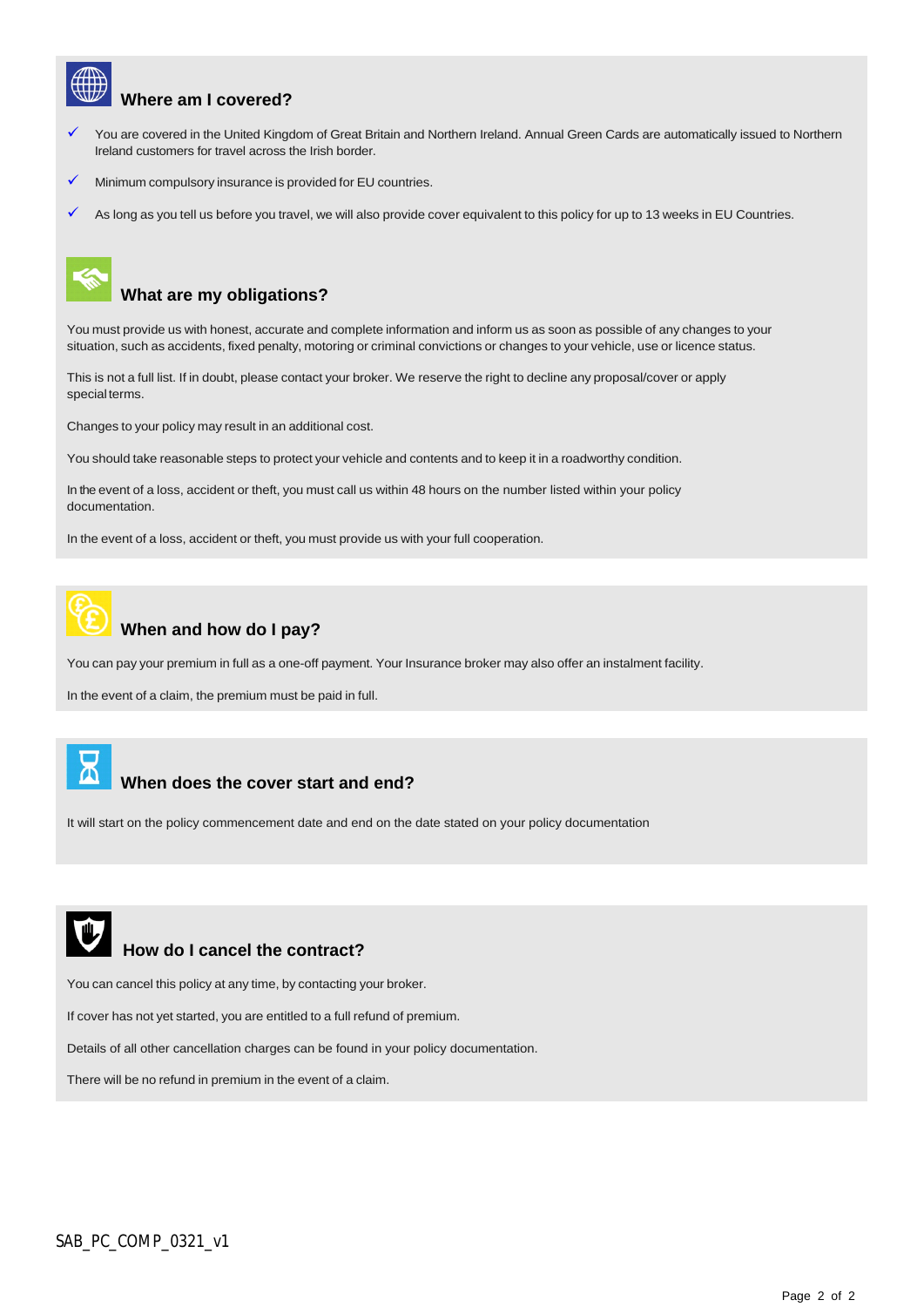## Where am I covered?

- ✓ You are covered in the United Kingdom of Great Britain and Northern Ireland. Annual Green Cards are automatically issued to Northern Ireland customers for travel across the Irish border.
- ✓ Minimum compulsory insurance is provided for EU countries.
- ✓ As long as you tell us before you travel, we will also provide cover equivalent to this policy for up to 13 weeks in EU Countries.

## What are my obligations?

You must provide us with honest, accurate and complete information and inform us as soon as possible of any changes to your situation, such as accidents, fixed penalty, motoring or criminal convictions or changes to your vehicle, use or licence status.

This is not a full list. If in doubt, please contact your broker. We reserve the right to decline any proposal/cover or apply special terms.

Changes to your policy may result in an additional cost.

You should take reasonable steps to protect your vehicle and contents and to keep it in a roadworthy condition.

In the event of a loss, accident or theft, you must call us within 48 hours on the number listed within your policy documentation.

In the event of a loss, accident or theft, you must provide us with your full cooperation.

## When and how do I pay?

You can pay your premium in full as a one-off payment. Your Insurance broker may also offer an instalment facility.

In the event of a claim, the premium must be paid in full.

## When does the cover start and end?

It will start on the policy commencement date and end on the date stated on your policy documentation

## How do I cancel the contract?

You can cancel this policy at any time, by contacting your broker.

If cover has not yet started, you are entitled to a full refund of premium.

Details of all other cancellation charges can be found in your policy documentation.

There will be no refund in premium in the event of a claim.

SAB_PC_COMP_0321_v1